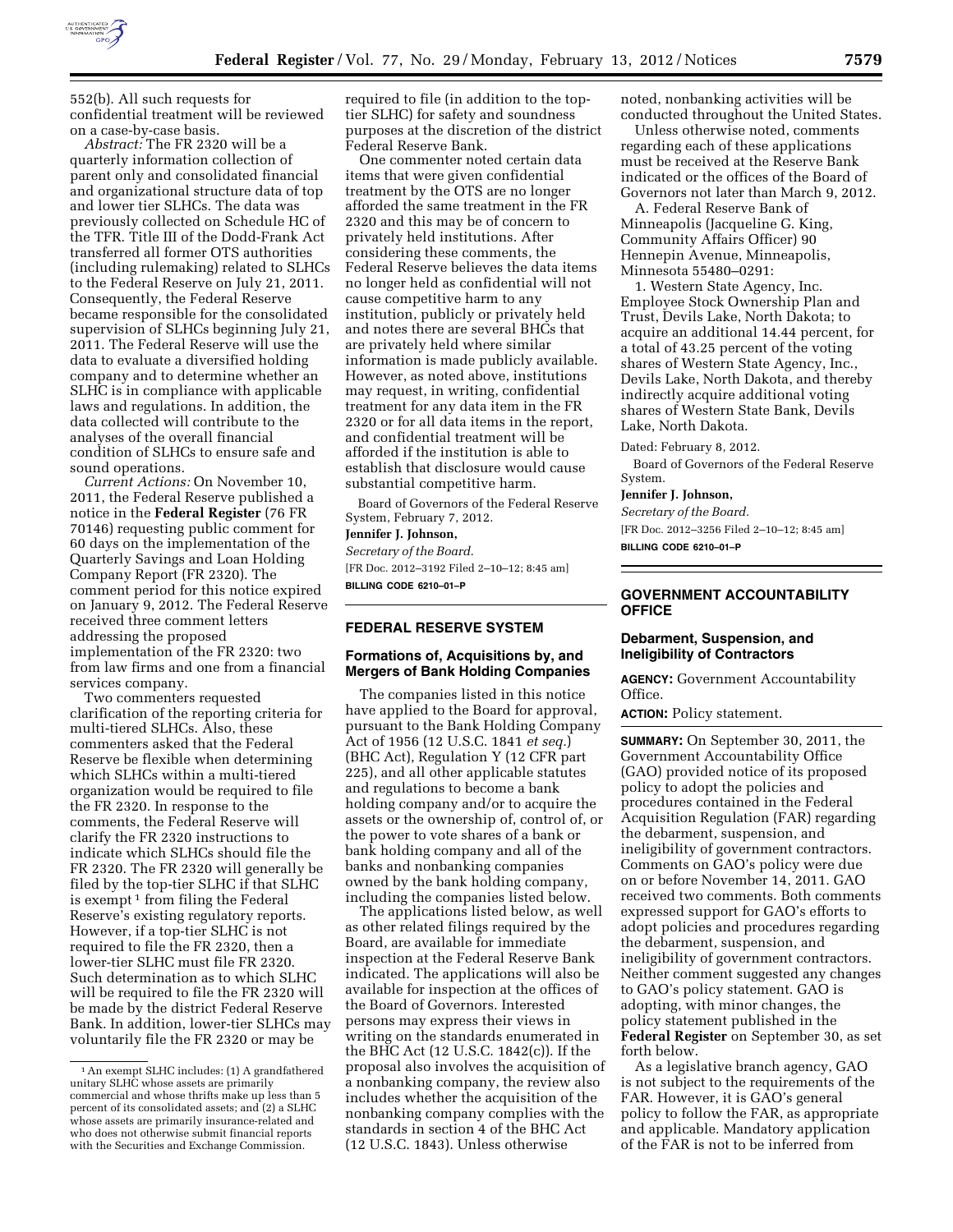552(b). All such requests for confidential treatment will be reviewed on a case-by-case basis.

*Abstract:* The FR 2320 will be a quarterly information collection of parent only and consolidated financial and organizational structure data of top and lower tier SLHCs. The data was previously collected on Schedule HC of the TFR. Title III of the Dodd-Frank Act transferred all former OTS authorities (including rulemaking) related to SLHCs to the Federal Reserve on July 21, 2011. Consequently, the Federal Reserve became responsible for the consolidated supervision of SLHCs beginning July 21, 2011. The Federal Reserve will use the data to evaluate a diversified holding company and to determine whether an SLHC is in compliance with applicable laws and regulations. In addition, the data collected will contribute to the analyses of the overall financial condition of SLHCs to ensure safe and sound operations.

*Current Actions:* On November 10, 2011, the Federal Reserve published a notice in the **Federal Register** (76 FR 70146) requesting public comment for 60 days on the implementation of the Quarterly Savings and Loan Holding Company Report (FR 2320). The comment period for this notice expired on January 9, 2012. The Federal Reserve received three comment letters addressing the proposed implementation of the FR 2320: two from law firms and one from a financial services company.

Two commenters requested clarification of the reporting criteria for multi-tiered SLHCs. Also, these commenters asked that the Federal Reserve be flexible when determining which SLHCs within a multi-tiered organization would be required to file the FR 2320. In response to the comments, the Federal Reserve will clarify the FR 2320 instructions to indicate which SLHCs should file the FR 2320. The FR 2320 will generally be filed by the top-tier SLHC if that SLHC is exempt [1] from filing the Federal Reserve's existing regulatory reports. However, if a top-tier SLHC is not required to file the FR 2320, then a lower-tier SLHC must file FR 2320. Such determination as to which SLHC will be required to file the FR 2320 will be made by the district Federal Reserve Bank. In addition, lower-tier SLHCs may voluntarily file the FR 2320 or may be required to file (in addition to the top-tier SLHC) for safety and soundness purposes at the discretion of the district Federal Reserve Bank.

One commenter noted certain data items that were given confidential treatment by the OTS are no longer afforded the same treatment in the FR 2320 and this may be of concern to privately held institutions. After considering these comments, the Federal Reserve believes the data items no longer held as confidential will not cause competitive harm to any institution, publicly or privately held and notes there are several BHCs that are privately held where similar information is made publicly available. However, as noted above, institutions may request, in writing, confidential treatment for any data item in the FR 2320 or for all data items in the report, and confidential treatment will be afforded if the institution is able to establish that disclosure would cause substantial competitive harm.

Board of Governors of the Federal Reserve System, February 7, 2012.

**Jennifer J. Johnson,**

*Secretary of the Board.*

[FR Doc. 2012–3192 Filed 2–10–12; 8:45 am]

**BILLING CODE 6210–01–P**

[1] An exempt SLHC includes: (1) A grandfathered unitary SLHC whose assets are primarily commercial and whose thrifts make up less than 5 percent of its consolidated assets; and (2) a SLHC whose assets are primarily insurance-related and who does not otherwise submit financial reports with the Securities and Exchange Commission.

## FEDERAL RESERVE SYSTEM

### Formations of, Acquisitions by, and Mergers of Bank Holding Companies

The companies listed in this notice have applied to the Board for approval, pursuant to the Bank Holding Company Act of 1956 (12 U.S.C. 1841 *et seq.*) (BHC Act), Regulation Y (12 CFR part 225), and all other applicable statutes and regulations to become a bank holding company and/or to acquire the assets or the ownership of, control of, or the power to vote shares of a bank or bank holding company and all of the banks and nonbanking companies owned by the bank holding company, including the companies listed below.

The applications listed below, as well as other related filings required by the Board, are available for immediate inspection at the Federal Reserve Bank indicated. The applications will also be available for inspection at the offices of the Board of Governors. Interested persons may express their views in writing on the standards enumerated in the BHC Act (12 U.S.C. 1842(c)). If the proposal also involves the acquisition of a nonbanking company, the review also includes whether the acquisition of the nonbanking company complies with the standards in section 4 of the BHC Act (12 U.S.C. 1843). Unless otherwise noted, nonbanking activities will be conducted throughout the United States.

Unless otherwise noted, comments regarding each of these applications must be received at the Reserve Bank indicated or the offices of the Board of Governors not later than March 9, 2012.

A. Federal Reserve Bank of Minneapolis (Jacqueline G. King, Community Affairs Officer) 90 Hennepin Avenue, Minneapolis, Minnesota 55480–0291:

1. Western State Agency, Inc. Employee Stock Ownership Plan and Trust, Devils Lake, North Dakota; to acquire an additional 14.44 percent, for a total of 43.25 percent of the voting shares of Western State Agency, Inc., Devils Lake, North Dakota, and thereby indirectly acquire additional voting shares of Western State Bank, Devils Lake, North Dakota.

Dated: February 8, 2012.

Board of Governors of the Federal Reserve System.

**Jennifer J. Johnson,**

*Secretary of the Board.*

[FR Doc. 2012–3256 Filed 2–10–12; 8:45 am]

**BILLING CODE 6210–01–P**

## GOVERNMENT ACCOUNTABILITY OFFICE

### Debarment, Suspension, and Ineligibility of Contractors

**AGENCY:** Government Accountability Office.

**ACTION:** Policy statement.

**SUMMARY:** On September 30, 2011, the Government Accountability Office (GAO) provided notice of its proposed policy to adopt the policies and procedures contained in the Federal Acquisition Regulation (FAR) regarding the debarment, suspension, and ineligibility of government contractors. Comments on GAO's policy were due on or before November 14, 2011. GAO received two comments. Both comments expressed support for GAO's efforts to adopt policies and procedures regarding the debarment, suspension, and ineligibility of government contractors. Neither comment suggested any changes to GAO's policy statement. GAO is adopting, with minor changes, the policy statement published in the **Federal Register** on September 30, as set forth below.

As a legislative branch agency, GAO is not subject to the requirements of the FAR. However, it is GAO's general policy to follow the FAR, as appropriate and applicable. Mandatory application of the FAR is not to be inferred from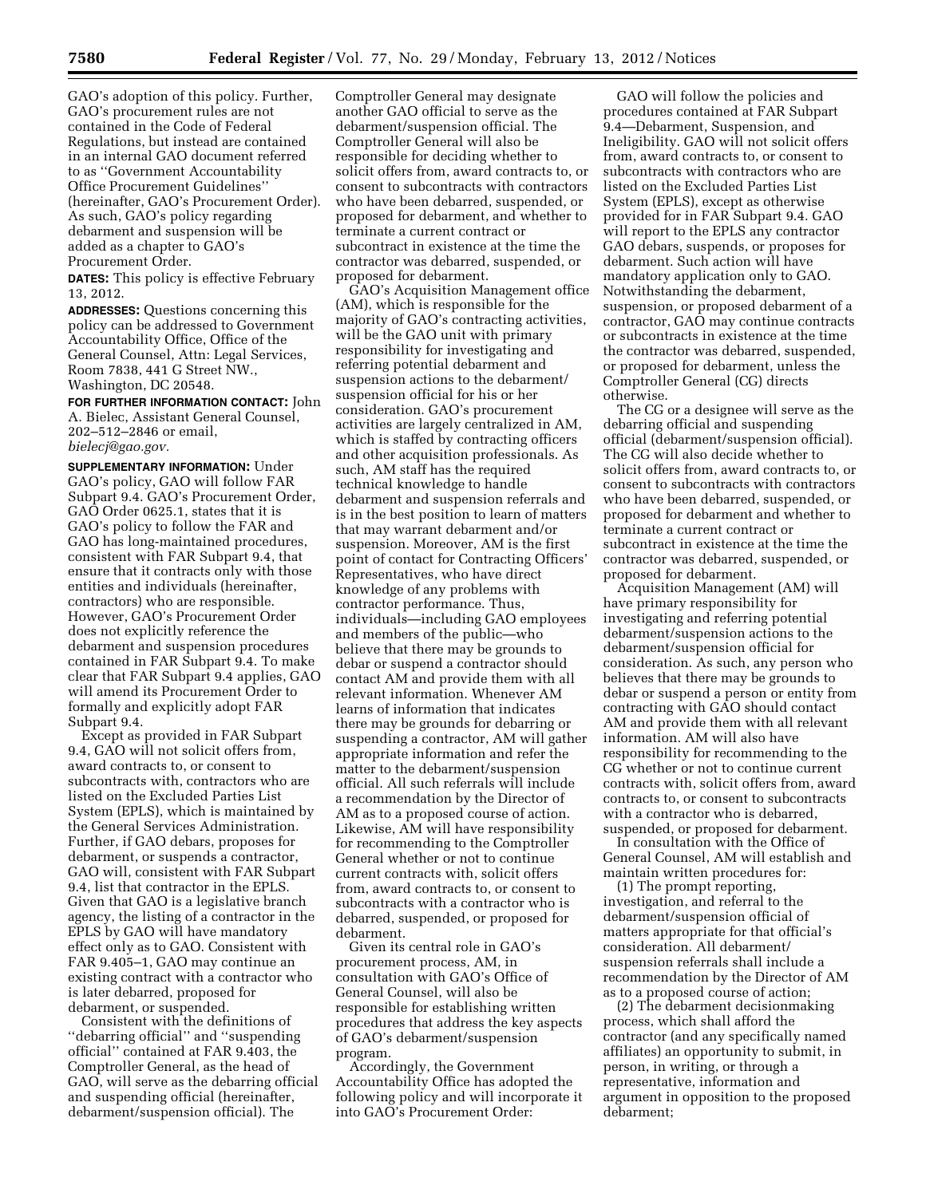GAO's adoption of this policy. Further, GAO's procurement rules are not contained in the Code of Federal Regulations, but instead are contained in an internal GAO document referred to as ''Government Accountability Office Procurement Guidelines'' (hereinafter, GAO's Procurement Order). As such, GAO's policy regarding debarment and suspension will be added as a chapter to GAO's Procurement Order.

**DATES:** This policy is effective February 13, 2012.

**ADDRESSES:** Questions concerning this policy can be addressed to Government Accountability Office, Office of the General Counsel, Attn: Legal Services, Room 7838, 441 G Street NW., Washington, DC 20548.

**FOR FURTHER INFORMATION CONTACT:** John A. Bielec, Assistant General Counsel, 202–512–2846 or email, *bielecj@gao.gov.*

**SUPPLEMENTARY INFORMATION:** Under GAO's policy, GAO will follow FAR Subpart 9.4. GAO's Procurement Order, GAO Order 0625.1, states that it is GAO's policy to follow the FAR and GAO has long-maintained procedures, consistent with FAR Subpart 9.4, that ensure that it contracts only with those entities and individuals (hereinafter, contractors) who are responsible. However, GAO's Procurement Order does not explicitly reference the debarment and suspension procedures contained in FAR Subpart 9.4. To make clear that FAR Subpart 9.4 applies, GAO will amend its Procurement Order to formally and explicitly adopt FAR Subpart 9.4.

Except as provided in FAR Subpart 9.4, GAO will not solicit offers from, award contracts to, or consent to subcontracts with, contractors who are listed on the Excluded Parties List System (EPLS), which is maintained by the General Services Administration. Further, if GAO debars, proposes for debarment, or suspends a contractor, GAO will, consistent with FAR Subpart 9.4, list that contractor in the EPLS. Given that GAO is a legislative branch agency, the listing of a contractor in the EPLS by GAO will have mandatory effect only as to GAO. Consistent with FAR 9.405–1, GAO may continue an existing contract with a contractor who is later debarred, proposed for debarment, or suspended.

Consistent with the definitions of ''debarring official'' and ''suspending official'' contained at FAR 9.403, the Comptroller General, as the head of GAO, will serve as the debarring official and suspending official (hereinafter, debarment/suspension official). The Comptroller General may designate another GAO official to serve as the debarment/suspension official. The Comptroller General will also be responsible for deciding whether to solicit offers from, award contracts to, or consent to subcontracts with contractors who have been debarred, suspended, or proposed for debarment, and whether to terminate a current contract or subcontract in existence at the time the contractor was debarred, suspended, or proposed for debarment.

GAO's Acquisition Management office (AM), which is responsible for the majority of GAO's contracting activities, will be the GAO unit with primary responsibility for investigating and referring potential debarment and suspension actions to the debarment/suspension official for his or her consideration. GAO's procurement activities are largely centralized in AM, which is staffed by contracting officers and other acquisition professionals. As such, AM staff has the required technical knowledge to handle debarment and suspension referrals and is in the best position to learn of matters that may warrant debarment and/or suspension. Moreover, AM is the first point of contact for Contracting Officers' Representatives, who have direct knowledge of any problems with contractor performance. Thus, individuals—including GAO employees and members of the public—who believe that there may be grounds to debar or suspend a contractor should contact AM and provide them with all relevant information. Whenever AM learns of information that indicates there may be grounds for debarring or suspending a contractor, AM will gather appropriate information and refer the matter to the debarment/suspension official. All such referrals will include a recommendation by the Director of AM as to a proposed course of action. Likewise, AM will have responsibility for recommending to the Comptroller General whether or not to continue current contracts with, solicit offers from, award contracts to, or consent to subcontracts with a contractor who is debarred, suspended, or proposed for debarment.

Given its central role in GAO's procurement process, AM, in consultation with GAO's Office of General Counsel, will also be responsible for establishing written procedures that address the key aspects of GAO's debarment/suspension program.

Accordingly, the Government Accountability Office has adopted the following policy and will incorporate it into GAO's Procurement Order:

GAO will follow the policies and procedures contained at FAR Subpart 9.4—Debarment, Suspension, and Ineligibility. GAO will not solicit offers from, award contracts to, or consent to subcontracts with contractors who are listed on the Excluded Parties List System (EPLS), except as otherwise provided for in FAR Subpart 9.4. GAO will report to the EPLS any contractor GAO debars, suspends, or proposes for debarment. Such action will have mandatory application only to GAO. Notwithstanding the debarment, suspension, or proposed debarment of a contractor, GAO may continue contracts or subcontracts in existence at the time the contractor was debarred, suspended, or proposed for debarment, unless the Comptroller General (CG) directs otherwise.

The CG or a designee will serve as the debarring official and suspending official (debarment/suspension official). The CG will also decide whether to solicit offers from, award contracts to, or consent to subcontracts with contractors who have been debarred, suspended, or proposed for debarment and whether to terminate a current contract or subcontract in existence at the time the contractor was debarred, suspended, or proposed for debarment.

Acquisition Management (AM) will have primary responsibility for investigating and referring potential debarment/suspension actions to the debarment/suspension official for consideration. As such, any person who believes that there may be grounds to debar or suspend a person or entity from contracting with GAO should contact AM and provide them with all relevant information. AM will also have responsibility for recommending to the CG whether or not to continue current contracts with, solicit offers from, award contracts to, or consent to subcontracts with a contractor who is debarred, suspended, or proposed for debarment.

In consultation with the Office of General Counsel, AM will establish and maintain written procedures for:

(1) The prompt reporting, investigation, and referral to the debarment/suspension official of matters appropriate for that official's consideration. All debarment/suspension referrals shall include a recommendation by the Director of AM as to a proposed course of action;

(2) The debarment decisionmaking process, which shall afford the contractor (and any specifically named affiliates) an opportunity to submit, in person, in writing, or through a representative, information and argument in opposition to the proposed debarment;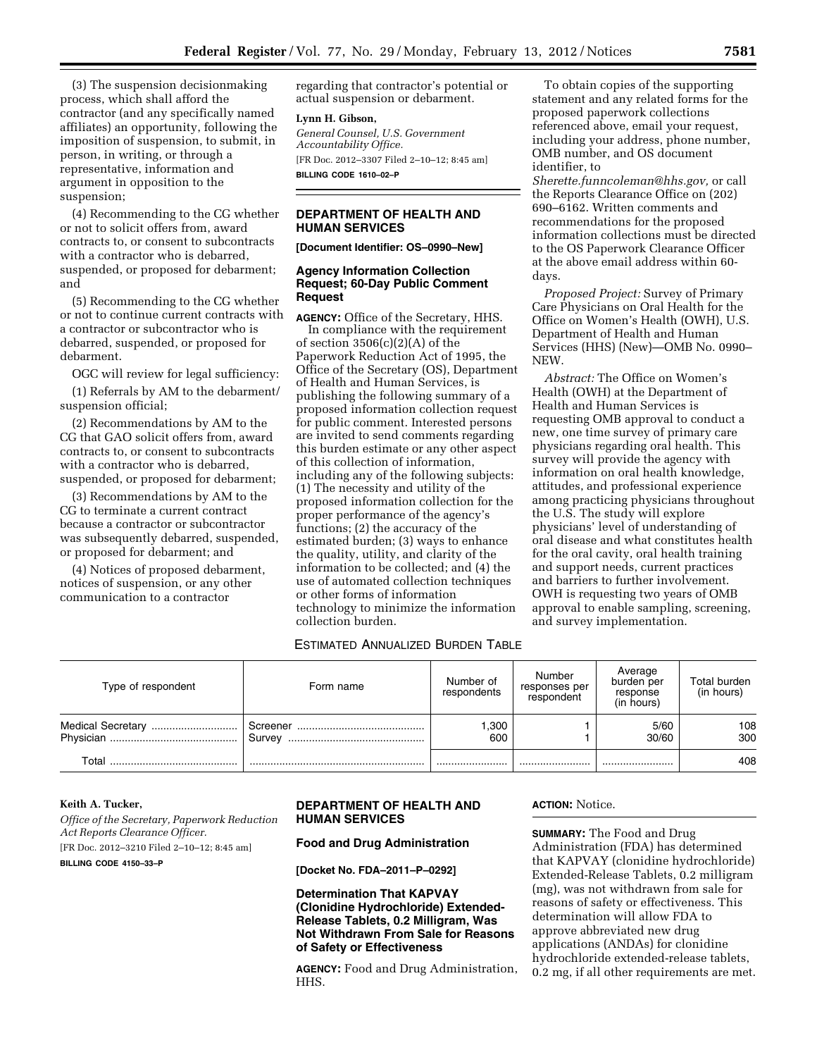(3) The suspension decisionmaking process, which shall afford the contractor (and any specifically named affiliates) an opportunity, following the imposition of suspension, to submit, in person, in writing, or through a representative, information and argument in opposition to the suspension;

(4) Recommending to the CG whether or not to solicit offers from, award contracts to, or consent to subcontracts with a contractor who is debarred, suspended, or proposed for debarment; and

(5) Recommending to the CG whether or not to continue current contracts with a contractor or subcontractor who is debarred, suspended, or proposed for debarment.

OGC will review for legal sufficiency:

(1) Referrals by AM to the debarment/suspension official;

(2) Recommendations by AM to the CG that GAO solicit offers from, award contracts to, or consent to subcontracts with a contractor who is debarred, suspended, or proposed for debarment;

(3) Recommendations by AM to the CG to terminate a current contract because a contractor or subcontractor was subsequently debarred, suspended, or proposed for debarment; and

(4) Notices of proposed debarment, notices of suspension, or any other communication to a contractor regarding that contractor's potential or actual suspension or debarment.

**Lynn H. Gibson,**

*General Counsel, U.S. Government Accountability Office.*

[FR Doc. 2012–3307 Filed 2–10–12; 8:45 am]

**BILLING CODE 1610–02–P**

## DEPARTMENT OF HEALTH AND HUMAN SERVICES

**[Document Identifier: OS–0990–New]**

### Agency Information Collection Request; 60-Day Public Comment Request

**AGENCY:** Office of the Secretary, HHS.

In compliance with the requirement of section 3506(c)(2)(A) of the Paperwork Reduction Act of 1995, the Office of the Secretary (OS), Department of Health and Human Services, is publishing the following summary of a proposed information collection request for public comment. Interested persons are invited to send comments regarding this burden estimate or any other aspect of this collection of information, including any of the following subjects: (1) The necessity and utility of the proposed information collection for the proper performance of the agency's functions; (2) the accuracy of the estimated burden; (3) ways to enhance the quality, utility, and clarity of the information to be collected; and (4) the use of automated collection techniques or other forms of information technology to minimize the information collection burden.

To obtain copies of the supporting statement and any related forms for the proposed paperwork collections referenced above, email your request, including your address, phone number, OMB number, and OS document identifier, to *Sherette.funncoleman@hhs.gov,* or call the Reports Clearance Office on (202) 690–6162. Written comments and recommendations for the proposed information collections must be directed to the OS Paperwork Clearance Officer at the above email address within 60-days.

*Proposed Project:* Survey of Primary Care Physicians on Oral Health for the Office on Women's Health (OWH), U.S. Department of Health and Human Services (HHS) (New)—OMB No. 0990–NEW.

*Abstract:* The Office on Women's Health (OWH) at the Department of Health and Human Services is requesting OMB approval to conduct a new, one time survey of primary care physicians regarding oral health. This survey will provide the agency with information on oral health knowledge, attitudes, and professional experience among practicing physicians throughout the U.S. The study will explore physicians' level of understanding of oral disease and what constitutes health for the oral cavity, oral health training and support needs, current practices and barriers to further involvement. OWH is requesting two years of OMB approval to enable sampling, screening, and survey implementation.

ESTIMATED ANNUALIZED BURDEN TABLE

| Type of respondent | Form name | Number of respondents | Number responses per respondent | Average burden per response (in hours) | Total burden (in hours) |
|---|---|---|---|---|---|
| Medical Secretary | Screener | 1,300 | 1 | 5/60 | 108 |
| Physician | Survey | 600 | 1 | 30/60 | 300 |
| Total | | | | | 408 |

**Keith A. Tucker,**

*Office of the Secretary, Paperwork Reduction Act Reports Clearance Officer.*

[FR Doc. 2012–3210 Filed 2–10–12; 8:45 am]

**BILLING CODE 4150–33–P**

## DEPARTMENT OF HEALTH AND HUMAN SERVICES

### Food and Drug Administration

**[Docket No. FDA–2011–P–0292]**

### Determination That KAPVAY (Clonidine Hydrochloride) Extended-Release Tablets, 0.2 Milligram, Was Not Withdrawn From Sale for Reasons of Safety or Effectiveness

**AGENCY:** Food and Drug Administration, HHS.

**ACTION:** Notice.

**SUMMARY:** The Food and Drug Administration (FDA) has determined that KAPVAY (clonidine hydrochloride) Extended-Release Tablets, 0.2 milligram (mg), was not withdrawn from sale for reasons of safety or effectiveness. This determination will allow FDA to approve abbreviated new drug applications (ANDAs) for clonidine hydrochloride extended-release tablets, 0.2 mg, if all other requirements are met.